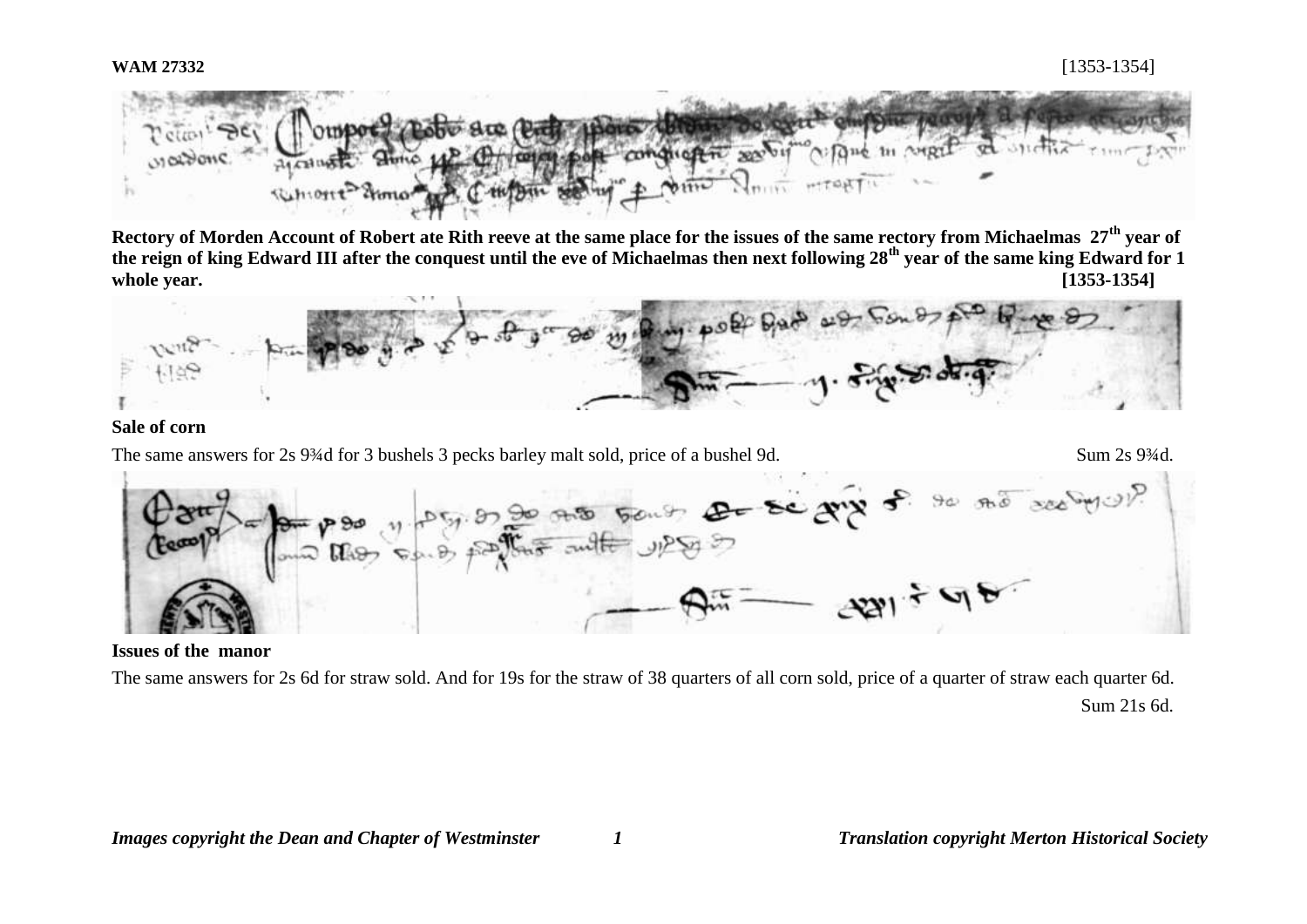**WAM 27332** [1353-1354]

**Rectory of Morden Account of Robert ate Rith reeve at the same place for the issues of the same rectory from Michaelmas 27[th] year of the reign of king Edward III after the conquest until the eve of Michaelmas then next following 28[th] year of the same king Edward for 1 whole year. [1353-1354]**

**Sale of corn**

The same answers for 2s 9¾d for 3 bushels 3 pecks barley malt sold, price of a bushel 9d. Sum 2s 9¾d.

**Issues of the manor**

The same answers for 2s 6d for straw sold. And for 19s for the straw of 38 quarters of all corn sold, price of a quarter of straw each quarter 6d.

Sum 21s 6d.

*Images copyright the Dean and Chapter of Westminster* *Translation copyright Merton Historical Society*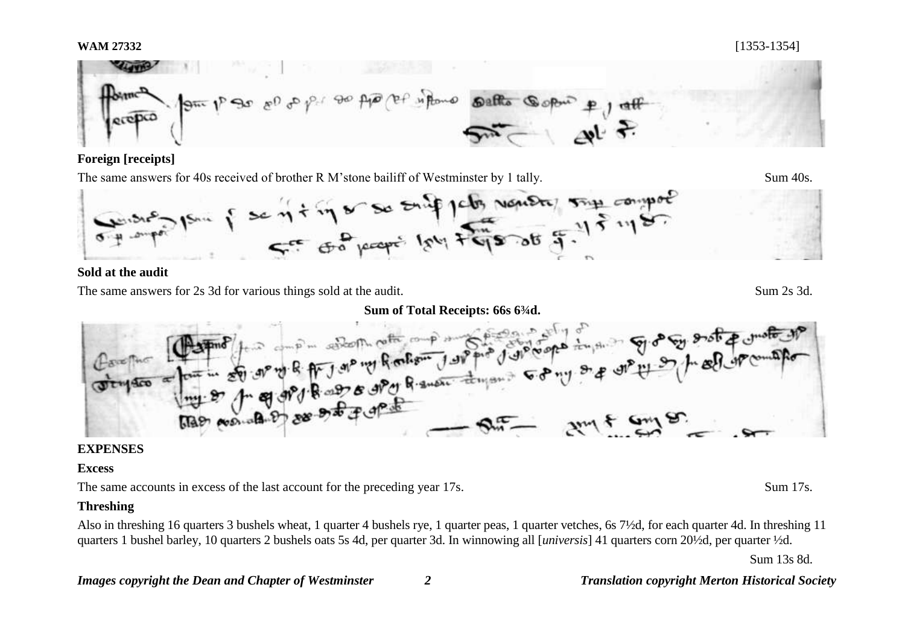**Foreign [receipts]**

The same answers for 40s received of brother R M'stone bailiff of Westminster by 1 tally. Sum 40s.

**Sold at the audit**

The same answers for 2s 3d for various things sold at the audit. Sum 2s 3d.

**Sum of Total Receipts: 66s 6¾d.**

**EXPENSES**

**Excess**

The same accounts in excess of the last account for the preceding year 17s. Sum 17s.

**Threshing**

Also in threshing 16 quarters 3 bushels wheat, 1 quarter 4 bushels rye, 1 quarter peas, 1 quarter vetches, 6s 7½d, for each quarter 4d. In threshing 11 quarters 1 bushel barley, 10 quarters 2 bushels oats 5s 4d, per quarter 3d. In winnowing all [*universis*] 41 quarters corn 20½d, per quarter ½d.

Sum 13s 8d.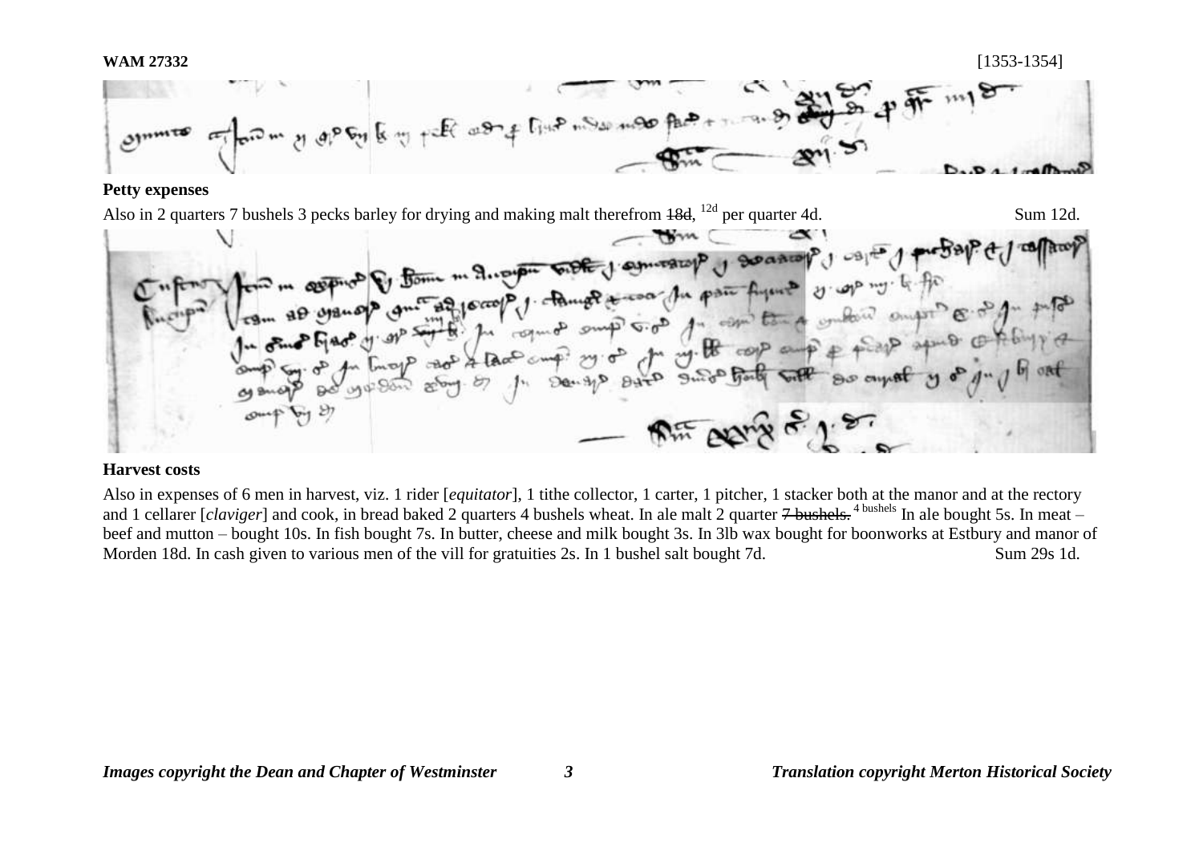## Petty expenses

Also in 2 quarters 7 bushels 3 pecks barley for drying and making malt therefrom ~~18d~~, [12d] per quarter 4d. Sum 12d.

## Harvest costs

Also in expenses of 6 men in harvest, viz. 1 rider [*equitator*], 1 tithe collector, 1 carter, 1 pitcher, 1 stacker both at the manor and at the rectory and 1 cellarer [*claviger*] and cook, in bread baked 2 quarters 4 bushels wheat. In ale malt 2 quarter ~~7 bushels.~~ [4 bushels] In ale bought 5s. In meat – beef and mutton – bought 10s. In fish bought 7s. In butter, cheese and milk bought 3s. In 3lb wax bought for boonworks at Estbury and manor of Morden 18d. In cash given to various men of the vill for gratuities 2s. In 1 bushel salt bought 7d. Sum 29s 1d.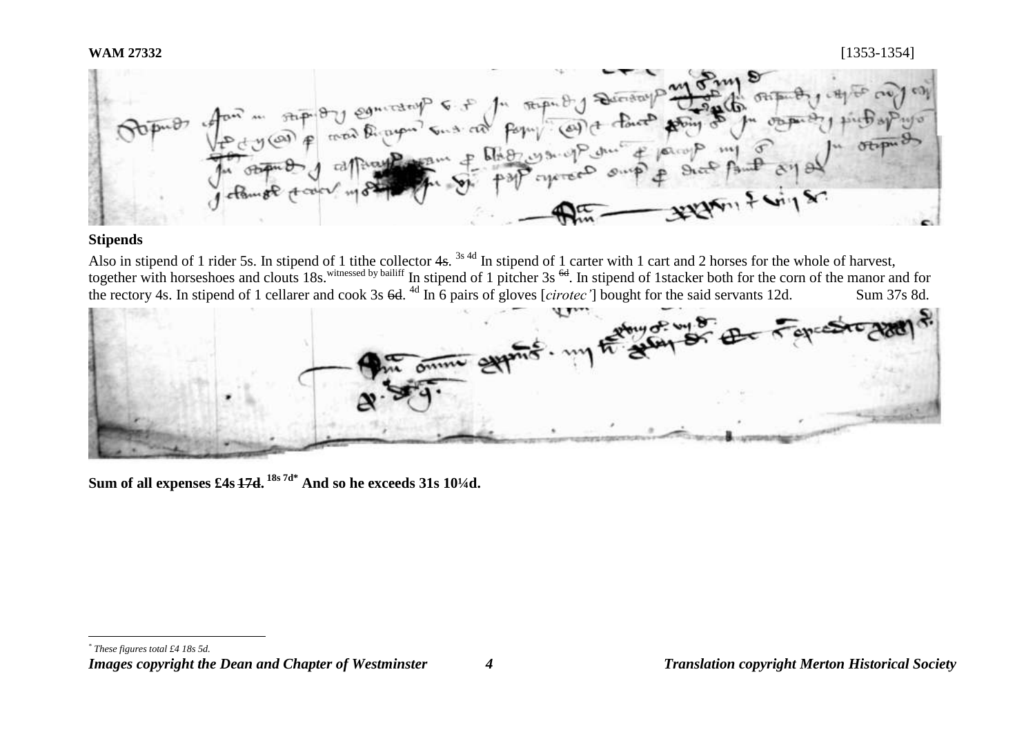## Stipends

Also in stipend of 1 rider 5s. In stipend of 1 tithe collector ~~4s.~~ [3s 4d] In stipend of 1 carter with 1 cart and 2 horses for the whole of harvest, together with horseshoes and clouts 18s.[witnessed by bailiff] In stipend of 1 pitcher 3s ~~6d~~. In stipend of 1stacker both for the corn of the manor and for the rectory 4s. In stipend of 1 cellarer and cook 3s ~~6d~~. [4d] In 6 pairs of gloves [*cirotec'*] bought for the said servants 12d. Sum 37s 8d.

**Sum of all expenses £4s ~~17d.~~ [18s 7d*] And so he exceeds 31s 10¼d.**

* These figures total £4 18s 5d.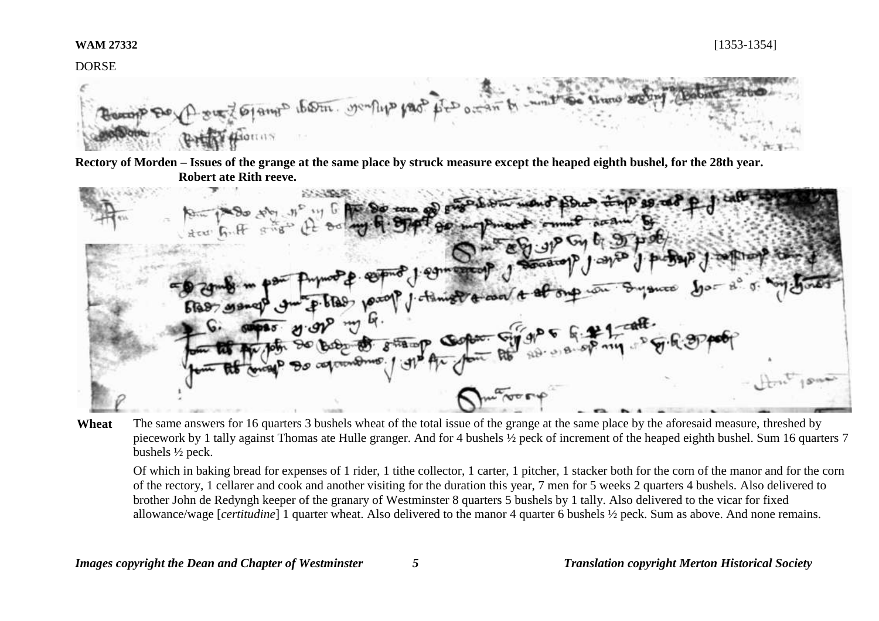**WAM 27332** [1353-1354]

DORSE

**Rectory of Morden – Issues of the grange at the same place by struck measure except the heaped eighth bushel, for the 28th year.**
**Robert ate Rith reeve.**

**Wheat** The same answers for 16 quarters 3 bushels wheat of the total issue of the grange at the same place by the aforesaid measure, threshed by piecework by 1 tally against Thomas ate Hulle granger. And for 4 bushels ½ peck of increment of the heaped eighth bushel. Sum 16 quarters 7 bushels ½ peck.

Of which in baking bread for expenses of 1 rider, 1 tithe collector, 1 carter, 1 pitcher, 1 stacker both for the corn of the manor and for the corn of the rectory, 1 cellarer and cook and another visiting for the duration this year, 7 men for 5 weeks 2 quarters 4 bushels. Also delivered to brother John de Redyngh keeper of the granary of Westminster 8 quarters 5 bushels by 1 tally. Also delivered to the vicar for fixed allowance/wage [*certitudine*] 1 quarter wheat. Also delivered to the manor 4 quarter 6 bushels ½ peck. Sum as above. And none remains.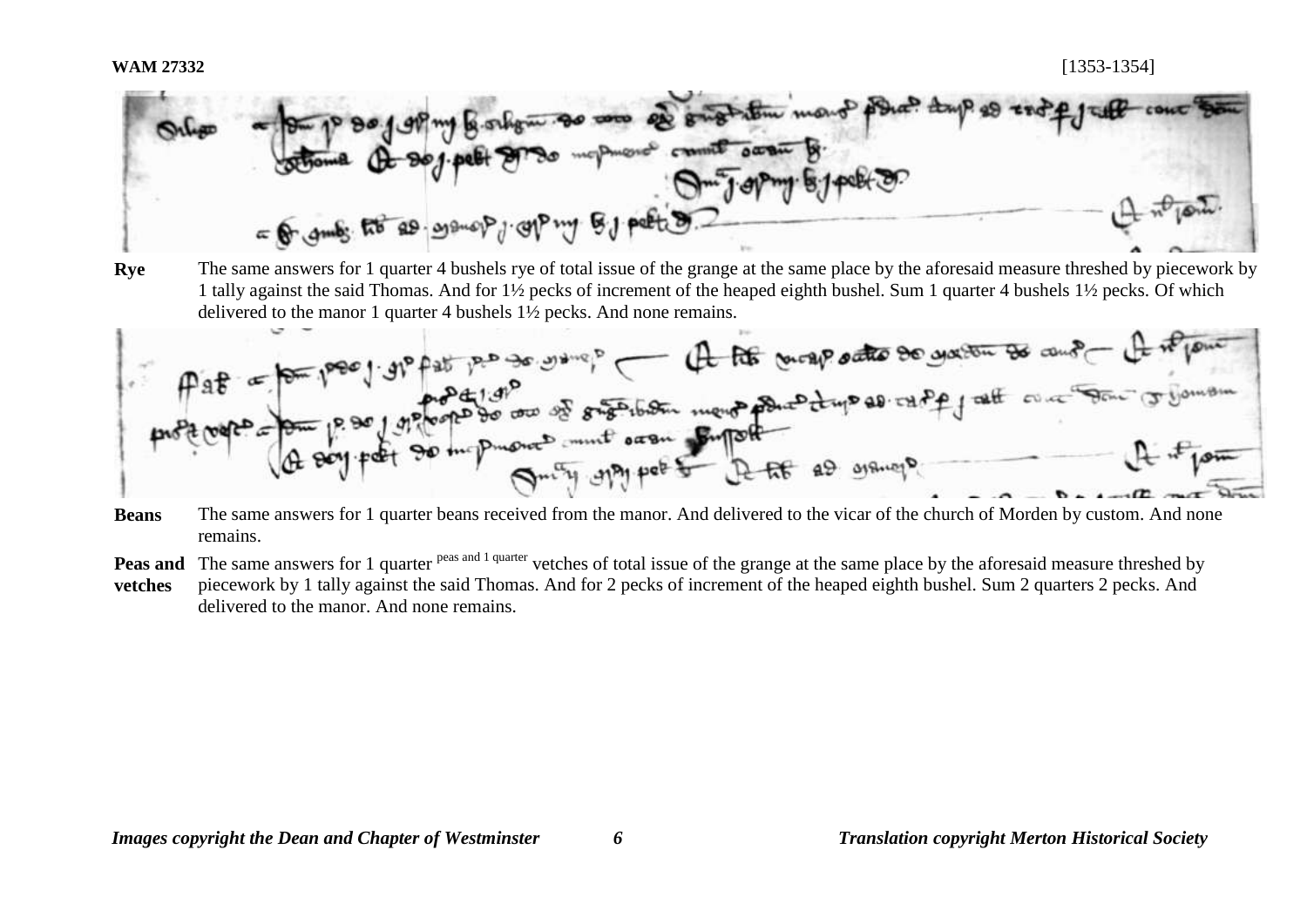**WAM 27332** [1353-1354]

**Rye** The same answers for 1 quarter 4 bushels rye of total issue of the grange at the same place by the aforesaid measure threshed by piecework by 1 tally against the said Thomas. And for 1½ pecks of increment of the heaped eighth bushel. Sum 1 quarter 4 bushels 1½ pecks. Of which delivered to the manor 1 quarter 4 bushels 1½ pecks. And none remains.

**Beans** The same answers for 1 quarter beans received from the manor. And delivered to the vicar of the church of Morden by custom. And none remains.

**Peas and vetches** The same answers for 1 quarter peas and 1 quarter vetches of total issue of the grange at the same place by the aforesaid measure threshed by piecework by 1 tally against the said Thomas. And for 2 pecks of increment of the heaped eighth bushel. Sum 2 quarters 2 pecks. And delivered to the manor. And none remains.

*Images copyright the Dean and Chapter of Westminster* *Translation copyright Merton Historical Society*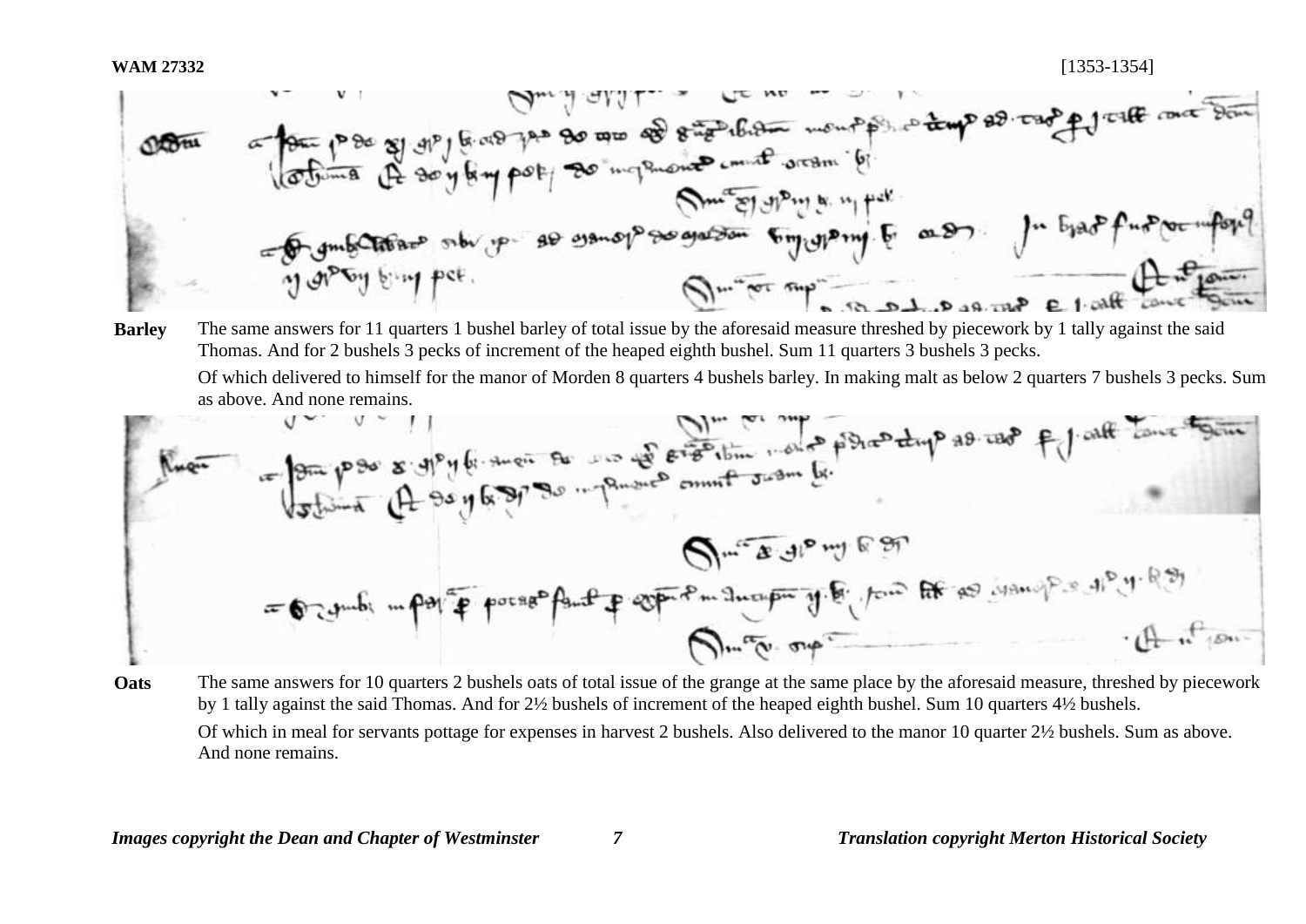**Barley** The same answers for 11 quarters 1 bushel barley of total issue by the aforesaid measure threshed by piecework by 1 tally against the said Thomas. And for 2 bushels 3 pecks of increment of the heaped eighth bushel. Sum 11 quarters 3 bushels 3 pecks.

Of which delivered to himself for the manor of Morden 8 quarters 4 bushels barley. In making malt as below 2 quarters 7 bushels 3 pecks. Sum as above. And none remains.

**Oats** The same answers for 10 quarters 2 bushels oats of total issue of the grange at the same place by the aforesaid measure, threshed by piecework by 1 tally against the said Thomas. And for 2½ bushels of increment of the heaped eighth bushel. Sum 10 quarters 4½ bushels.

Of which in meal for servants pottage for expenses in harvest 2 bushels. Also delivered to the manor 10 quarter 2½ bushels. Sum as above. And none remains.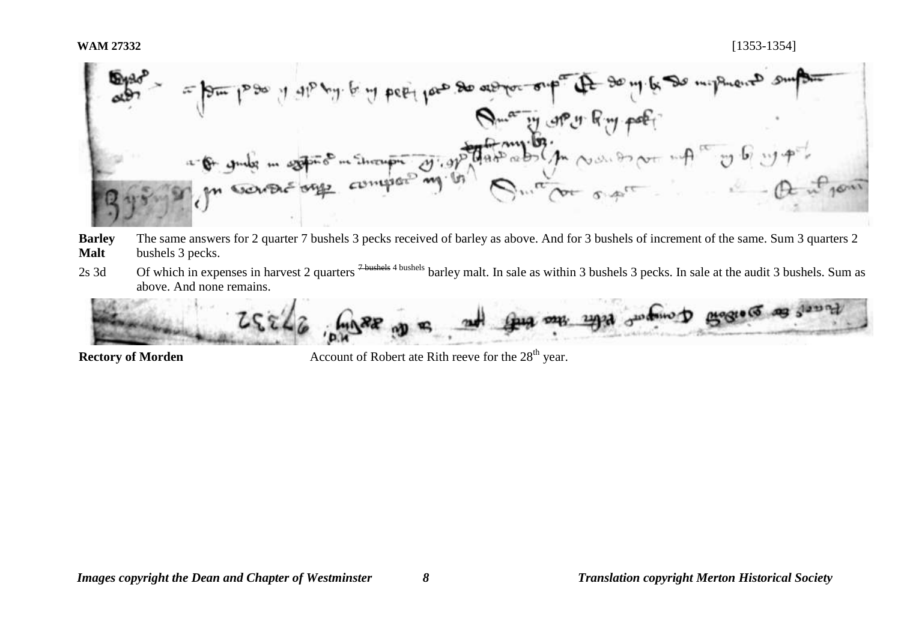**Barley Malt** The same answers for 2 quarter 7 bushels 3 pecks received of barley as above. And for 3 bushels of increment of the same. Sum 3 quarters 2 bushels 3 pecks.

2s 3d Of which in expenses in harvest 2 quarters ~~7 bushels~~ 4 bushels barley malt. In sale as within 3 bushels 3 pecks. In sale at the audit 3 bushels. Sum as above. And none remains.

**Rectory of Morden** Account of Robert ate Rith reeve for the 28th year.